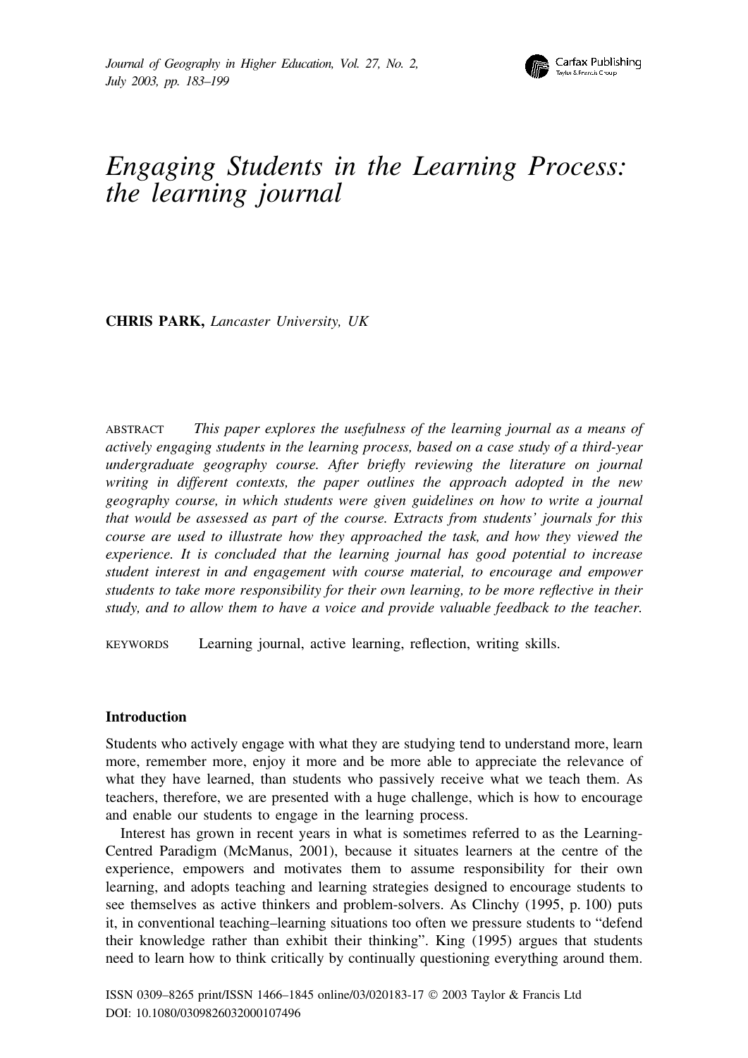# Engaging Students in the Learning Process: the learning journal

**CHRIS PARK,** *Lancaster University, UK*

ABSTRACT *This paper explores the usefulness of the learning journal as a means of actively engaging students in the learning process, based on a case study of a third-year undergraduate geography course. After briefly reviewing the literature on journal writing in different contexts, the paper outlines the approach adopted in the new geography course, in which students were given guidelines on how to write a journal that would be assessed as part of the course. Extracts from students' journals for this course are used to illustrate how they approached the task, and how they viewed the experience. It is concluded that the learning journal has good potential to increase student interest in and engagement with course material, to encourage and empower students to take more responsibility for their own learning, to be more reflective in their study, and to allow them to have a voice and provide valuable feedback to the teacher.*

KEYWORDS Learning journal, active learning, reflection, writing skills.

## Introduction

Students who actively engage with what they are studying tend to understand more, learn more, remember more, enjoy it more and be more able to appreciate the relevance of what they have learned, than students who passively receive what we teach them. As teachers, therefore, we are presented with a huge challenge, which is how to encourage and enable our students to engage in the learning process.

Interest has grown in recent years in what is sometimes referred to as the Learning-Centred Paradigm (McManus, 2001), because it situates learners at the centre of the experience, empowers and motivates them to assume responsibility for their own learning, and adopts teaching and learning strategies designed to encourage students to see themselves as active thinkers and problem-solvers. As Clinchy (1995, p. 100) puts it, in conventional teaching–learning situations too often we pressure students to "defend their knowledge rather than exhibit their thinking". King (1995) argues that students need to learn how to think critically by continually questioning everything around them.

ISSN 0309–8265 print/ISSN 1466–1845 online/03/020183-17 © 2003 Taylor & Francis Ltd
DOI: 10.1080/0309826032000107496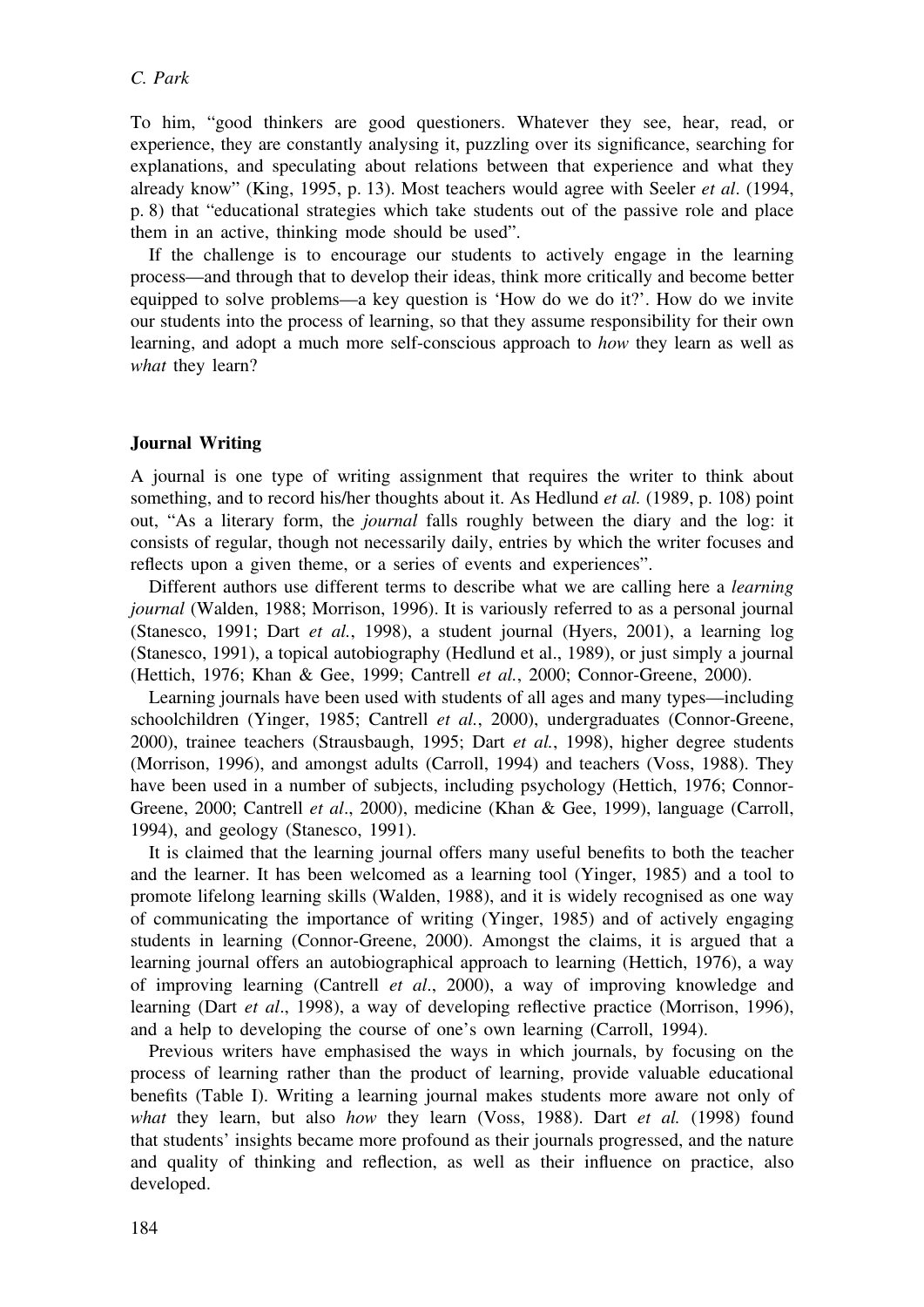To him, "good thinkers are good questioners. Whatever they see, hear, read, or experience, they are constantly analysing it, puzzling over its significance, searching for explanations, and speculating about relations between that experience and what they already know" (King, 1995, p. 13). Most teachers would agree with Seeler *et al*. (1994, p. 8) that "educational strategies which take students out of the passive role and place them in an active, thinking mode should be used".

If the challenge is to encourage our students to actively engage in the learning process—and through that to develop their ideas, think more critically and become better equipped to solve problems—a key question is 'How do we do it?'. How do we invite our students into the process of learning, so that they assume responsibility for their own learning, and adopt a much more self-conscious approach to *how* they learn as well as *what* they learn?

## Journal Writing

A journal is one type of writing assignment that requires the writer to think about something, and to record his/her thoughts about it. As Hedlund *et al.* (1989, p. 108) point out, "As a literary form, the *journal* falls roughly between the diary and the log: it consists of regular, though not necessarily daily, entries by which the writer focuses and reflects upon a given theme, or a series of events and experiences".

Different authors use different terms to describe what we are calling here a *learning journal* (Walden, 1988; Morrison, 1996). It is variously referred to as a personal journal (Stanesco, 1991; Dart *et al.*, 1998), a student journal (Hyers, 2001), a learning log (Stanesco, 1991), a topical autobiography (Hedlund et al., 1989), or just simply a journal (Hettich, 1976; Khan & Gee, 1999; Cantrell *et al.*, 2000; Connor-Greene, 2000).

Learning journals have been used with students of all ages and many types—including schoolchildren (Yinger, 1985; Cantrell *et al.*, 2000), undergraduates (Connor-Greene, 2000), trainee teachers (Strausbaugh, 1995; Dart *et al.*, 1998), higher degree students (Morrison, 1996), and amongst adults (Carroll, 1994) and teachers (Voss, 1988). They have been used in a number of subjects, including psychology (Hettich, 1976; Connor-Greene, 2000; Cantrell *et al*., 2000), medicine (Khan & Gee, 1999), language (Carroll, 1994), and geology (Stanesco, 1991).

It is claimed that the learning journal offers many useful benefits to both the teacher and the learner. It has been welcomed as a learning tool (Yinger, 1985) and a tool to promote lifelong learning skills (Walden, 1988), and it is widely recognised as one way of communicating the importance of writing (Yinger, 1985) and of actively engaging students in learning (Connor-Greene, 2000). Amongst the claims, it is argued that a learning journal offers an autobiographical approach to learning (Hettich, 1976), a way of improving learning (Cantrell *et al*., 2000), a way of improving knowledge and learning (Dart *et al*., 1998), a way of developing reflective practice (Morrison, 1996), and a help to developing the course of one's own learning (Carroll, 1994).

Previous writers have emphasised the ways in which journals, by focusing on the process of learning rather than the product of learning, provide valuable educational benefits (Table I). Writing a learning journal makes students more aware not only of *what* they learn, but also *how* they learn (Voss, 1988). Dart *et al.* (1998) found that students' insights became more profound as their journals progressed, and the nature and quality of thinking and reflection, as well as their influence on practice, also developed.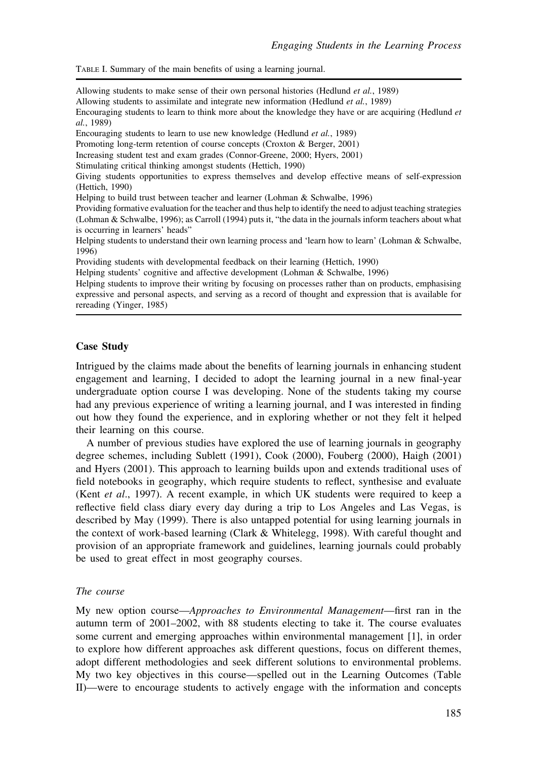TABLE I. Summary of the main benefits of using a learning journal.

| |
|---|
| Allowing students to make sense of their own personal histories (Hedlund *et al.*, 1989) |
| Allowing students to assimilate and integrate new information (Hedlund *et al.*, 1989) |
| Encouraging students to learn to think more about the knowledge they have or are acquiring (Hedlund *et al.*, 1989) |
| Encouraging students to learn to use new knowledge (Hedlund *et al.*, 1989) |
| Promoting long-term retention of course concepts (Croxton & Berger, 2001) |
| Increasing student test and exam grades (Connor-Greene, 2000; Hyers, 2001) |
| Stimulating critical thinking amongst students (Hettich, 1990) |
| Giving students opportunities to express themselves and develop effective means of self-expression (Hettich, 1990) |
| Helping to build trust between teacher and learner (Lohman & Schwalbe, 1996) |
| Providing formative evaluation for the teacher and thus help to identify the need to adjust teaching strategies (Lohman & Schwalbe, 1996); as Carroll (1994) puts it, "the data in the journals inform teachers about what is occurring in learners' heads" |
| Helping students to understand their own learning process and 'learn how to learn' (Lohman & Schwalbe, 1996) |
| Providing students with developmental feedback on their learning (Hettich, 1990) |
| Helping students' cognitive and affective development (Lohman & Schwalbe, 1996) |
| Helping students to improve their writing by focusing on processes rather than on products, emphasising expressive and personal aspects, and serving as a record of thought and expression that is available for rereading (Yinger, 1985) |

## Case Study

Intrigued by the claims made about the benefits of learning journals in enhancing student engagement and learning, I decided to adopt the learning journal in a new final-year undergraduate option course I was developing. None of the students taking my course had any previous experience of writing a learning journal, and I was interested in finding out how they found the experience, and in exploring whether or not they felt it helped their learning on this course.

A number of previous studies have explored the use of learning journals in geography degree schemes, including Sublett (1991), Cook (2000), Fouberg (2000), Haigh (2001) and Hyers (2001). This approach to learning builds upon and extends traditional uses of field notebooks in geography, which require students to reflect, synthesise and evaluate (Kent *et al*., 1997). A recent example, in which UK students were required to keep a reflective field class diary every day during a trip to Los Angeles and Las Vegas, is described by May (1999). There is also untapped potential for using learning journals in the context of work-based learning (Clark & Whitelegg, 1998). With careful thought and provision of an appropriate framework and guidelines, learning journals could probably be used to great effect in most geography courses.

### *The course*

My new option course—*Approaches to Environmental Management*—first ran in the autumn term of 2001–2002, with 88 students electing to take it. The course evaluates some current and emerging approaches within environmental management [1], in order to explore how different approaches ask different questions, focus on different themes, adopt different methodologies and seek different solutions to environmental problems. My two key objectives in this course—spelled out in the Learning Outcomes (Table II)—were to encourage students to actively engage with the information and concepts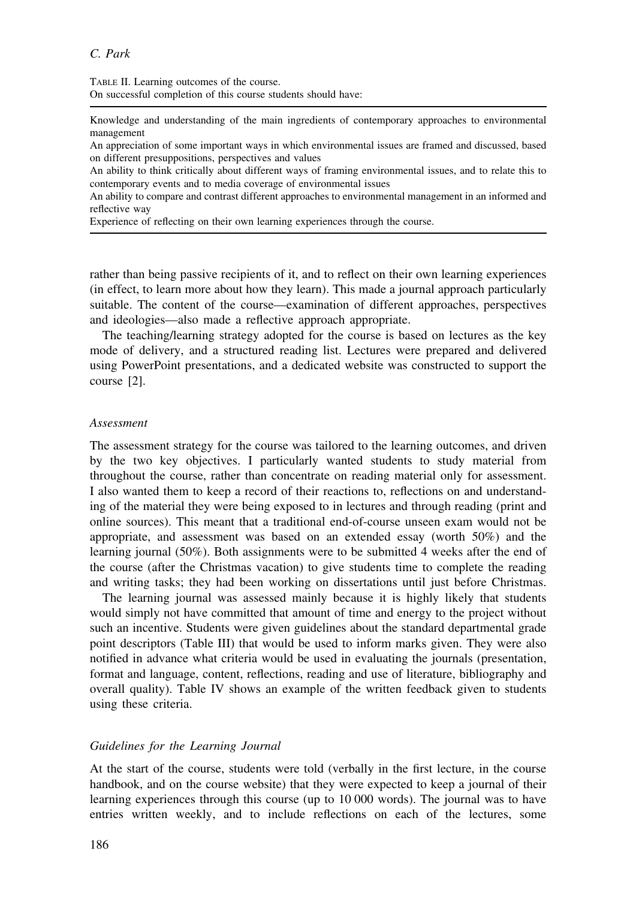TABLE II. Learning outcomes of the course.
On successful completion of this course students should have:

| |
|---|
| Knowledge and understanding of the main ingredients of contemporary approaches to environmental management |
| An appreciation of some important ways in which environmental issues are framed and discussed, based on different presuppositions, perspectives and values |
| An ability to think critically about different ways of framing environmental issues, and to relate this to contemporary events and to media coverage of environmental issues |
| An ability to compare and contrast different approaches to environmental management in an informed and reflective way |
| Experience of reflecting on their own learning experiences through the course. |

rather than being passive recipients of it, and to reflect on their own learning experiences (in effect, to learn more about how they learn). This made a journal approach particularly suitable. The content of the course—examination of different approaches, perspectives and ideologies—also made a reflective approach appropriate.

The teaching/learning strategy adopted for the course is based on lectures as the key mode of delivery, and a structured reading list. Lectures were prepared and delivered using PowerPoint presentations, and a dedicated website was constructed to support the course [2].

### *Assessment*

The assessment strategy for the course was tailored to the learning outcomes, and driven by the two key objectives. I particularly wanted students to study material from throughout the course, rather than concentrate on reading material only for assessment. I also wanted them to keep a record of their reactions to, reflections on and understanding of the material they were being exposed to in lectures and through reading (print and online sources). This meant that a traditional end-of-course unseen exam would not be appropriate, and assessment was based on an extended essay (worth 50%) and the learning journal (50%). Both assignments were to be submitted 4 weeks after the end of the course (after the Christmas vacation) to give students time to complete the reading and writing tasks; they had been working on dissertations until just before Christmas.

The learning journal was assessed mainly because it is highly likely that students would simply not have committed that amount of time and energy to the project without such an incentive. Students were given guidelines about the standard departmental grade point descriptors (Table III) that would be used to inform marks given. They were also notified in advance what criteria would be used in evaluating the journals (presentation, format and language, content, reflections, reading and use of literature, bibliography and overall quality). Table IV shows an example of the written feedback given to students using these criteria.

### *Guidelines for the Learning Journal*

At the start of the course, students were told (verbally in the first lecture, in the course handbook, and on the course website) that they were expected to keep a journal of their learning experiences through this course (up to 10 000 words). The journal was to have entries written weekly, and to include reflections on each of the lectures, some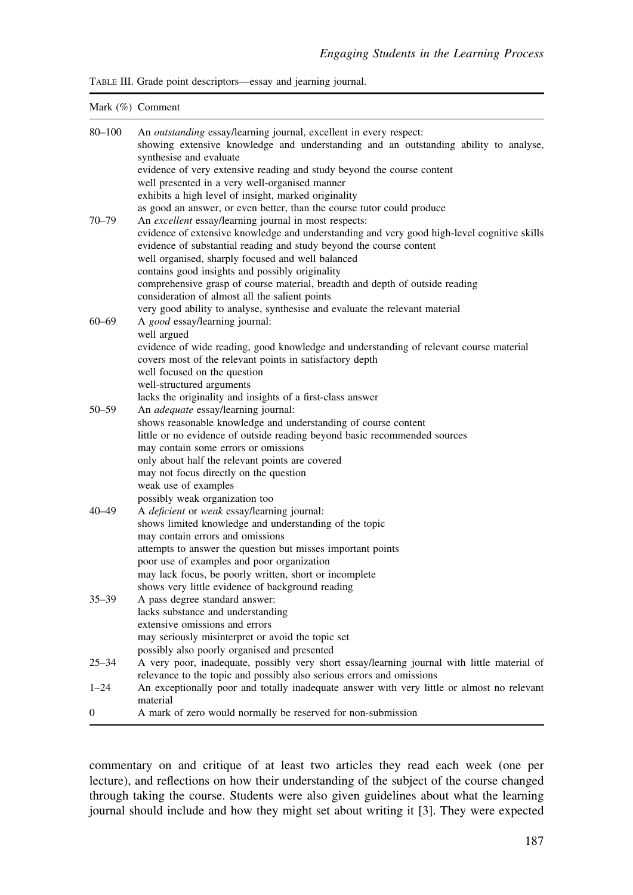TABLE III. Grade point descriptors—essay and jearning journal.

| Mark (%) | Comment |
|---|---|
| 80–100 | An *outstanding* essay/learning journal, excellent in every respect:<br>showing extensive knowledge and understanding and an outstanding ability to analyse, synthesise and evaluate<br>evidence of very extensive reading and study beyond the course content<br>well presented in a very well-organised manner<br>exhibits a high level of insight, marked originality<br>as good an answer, or even better, than the course tutor could produce |
| 70–79 | An *excellent* essay/learning journal in most respects:<br>evidence of extensive knowledge and understanding and very good high-level cognitive skills<br>evidence of substantial reading and study beyond the course content<br>well organised, sharply focused and well balanced<br>contains good insights and possibly originality<br>comprehensive grasp of course material, breadth and depth of outside reading<br>consideration of almost all the salient points<br>very good ability to analyse, synthesise and evaluate the relevant material |
| 60–69 | A *good* essay/learning journal:<br>well argued<br>evidence of wide reading, good knowledge and understanding of relevant course material<br>covers most of the relevant points in satisfactory depth<br>well focused on the question<br>well-structured arguments<br>lacks the originality and insights of a first-class answer |
| 50–59 | An *adequate* essay/learning journal:<br>shows reasonable knowledge and understanding of course content<br>little or no evidence of outside reading beyond basic recommended sources<br>may contain some errors or omissions<br>only about half the relevant points are covered<br>may not focus directly on the question<br>weak use of examples<br>possibly weak organization too |
| 40–49 | A *deficient* or *weak* essay/learning journal:<br>shows limited knowledge and understanding of the topic<br>may contain errors and omissions<br>attempts to answer the question but misses important points<br>poor use of examples and poor organization<br>may lack focus, be poorly written, short or incomplete<br>shows very little evidence of background reading |
| 35–39 | A pass degree standard answer:<br>lacks substance and understanding<br>extensive omissions and errors<br>may seriously misinterpret or avoid the topic set<br>possibly also poorly organised and presented |
| 25–34 | A very poor, inadequate, possibly very short essay/learning journal with little material of relevance to the topic and possibly also serious errors and omissions |
| 1–24 | An exceptionally poor and totally inadequate answer with very little or almost no relevant material |
| 0 | A mark of zero would normally be reserved for non-submission |

commentary on and critique of at least two articles they read each week (one per lecture), and reflections on how their understanding of the subject of the course changed through taking the course. Students were also given guidelines about what the learning journal should include and how they might set about writing it [3]. They were expected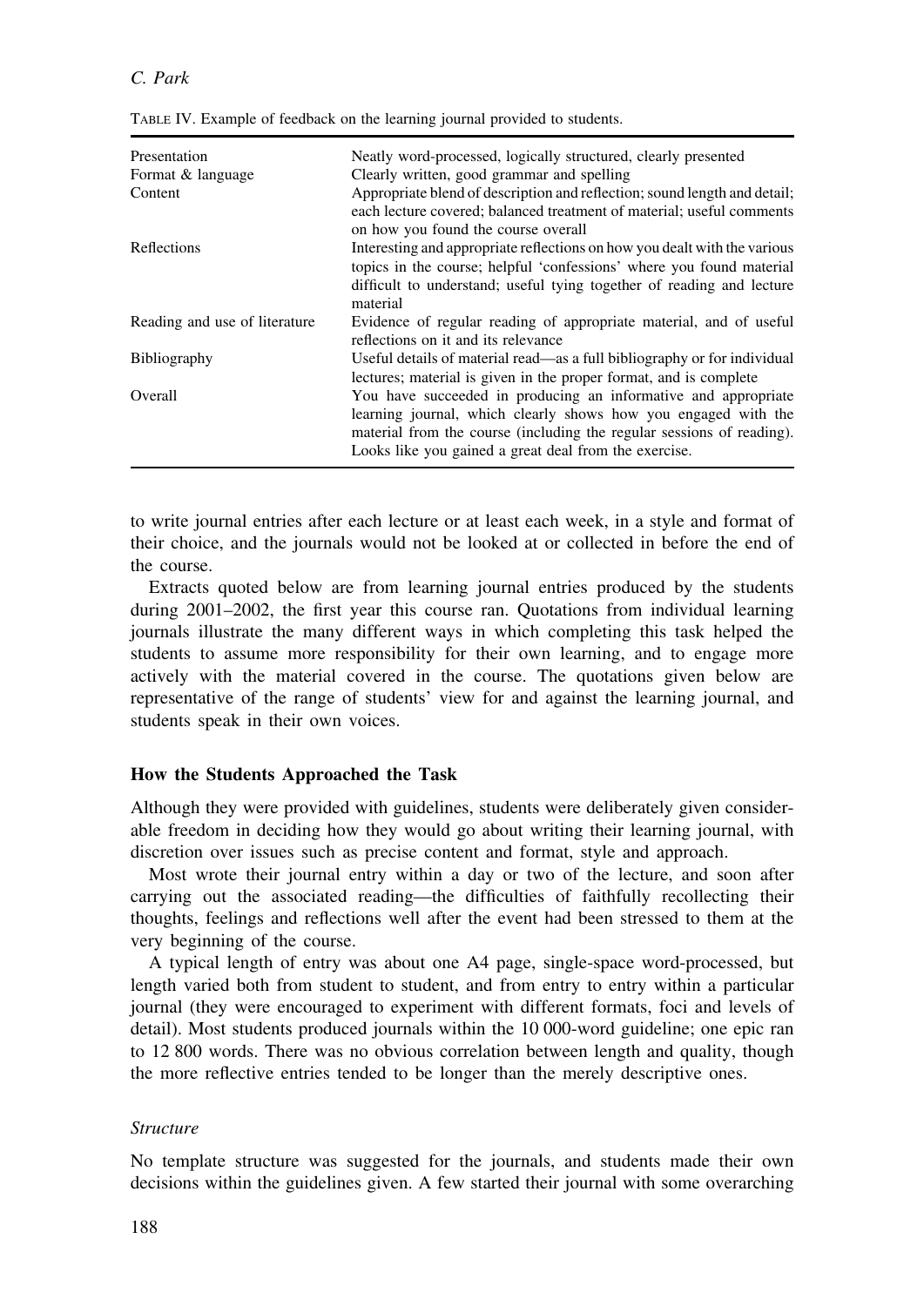TABLE IV. Example of feedback on the learning journal provided to students.

| | |
|---|---|
| Presentation | Neatly word-processed, logically structured, clearly presented |
| Format & language | Clearly written, good grammar and spelling |
| Content | Appropriate blend of description and reflection; sound length and detail; each lecture covered; balanced treatment of material; useful comments on how you found the course overall |
| Reflections | Interesting and appropriate reflections on how you dealt with the various topics in the course; helpful 'confessions' where you found material difficult to understand; useful tying together of reading and lecture material |
| Reading and use of literature | Evidence of regular reading of appropriate material, and of useful reflections on it and its relevance |
| Bibliography | Useful details of material read—as a full bibliography or for individual lectures; material is given in the proper format, and is complete |
| Overall | You have succeeded in producing an informative and appropriate learning journal, which clearly shows how you engaged with the material from the course (including the regular sessions of reading). Looks like you gained a great deal from the exercise. |

to write journal entries after each lecture or at least each week, in a style and format of their choice, and the journals would not be looked at or collected in before the end of the course.

Extracts quoted below are from learning journal entries produced by the students during 2001–2002, the first year this course ran. Quotations from individual learning journals illustrate the many different ways in which completing this task helped the students to assume more responsibility for their own learning, and to engage more actively with the material covered in the course. The quotations given below are representative of the range of students' view for and against the learning journal, and students speak in their own voices.

## How the Students Approached the Task

Although they were provided with guidelines, students were deliberately given considerable freedom in deciding how they would go about writing their learning journal, with discretion over issues such as precise content and format, style and approach.

Most wrote their journal entry within a day or two of the lecture, and soon after carrying out the associated reading—the difficulties of faithfully recollecting their thoughts, feelings and reflections well after the event had been stressed to them at the very beginning of the course.

A typical length of entry was about one A4 page, single-space word-processed, but length varied both from student to student, and from entry to entry within a particular journal (they were encouraged to experiment with different formats, foci and levels of detail). Most students produced journals within the 10 000-word guideline; one epic ran to 12 800 words. There was no obvious correlation between length and quality, though the more reflective entries tended to be longer than the merely descriptive ones.

### *Structure*

No template structure was suggested for the journals, and students made their own decisions within the guidelines given. A few started their journal with some overarching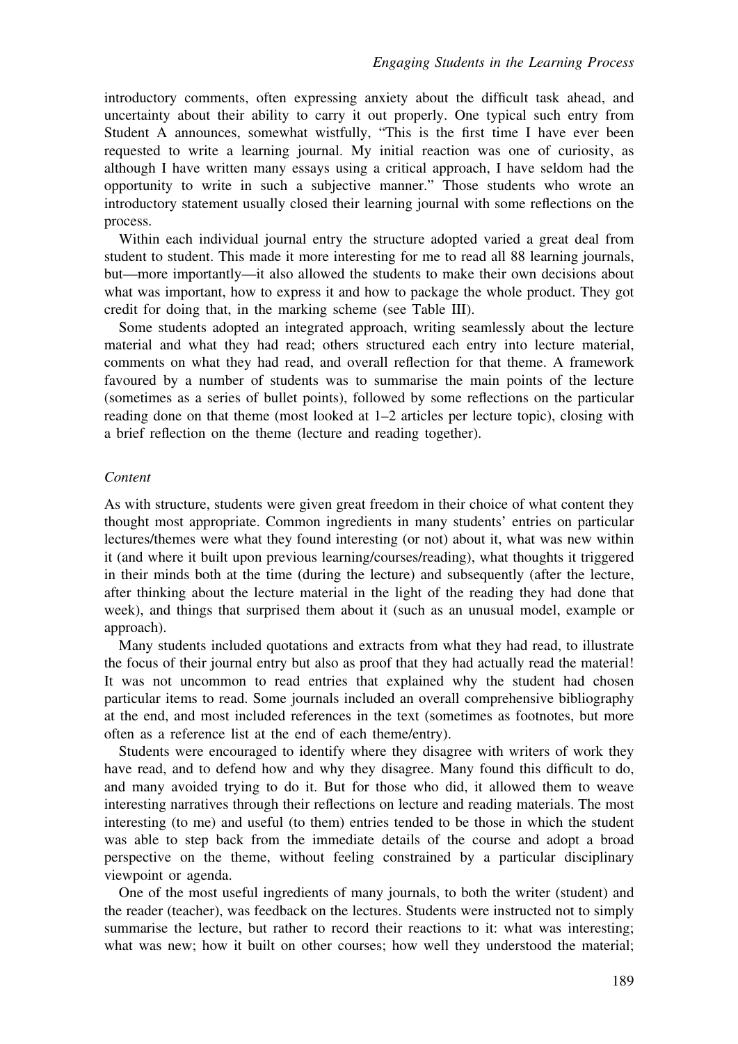introductory comments, often expressing anxiety about the difficult task ahead, and uncertainty about their ability to carry it out properly. One typical such entry from Student A announces, somewhat wistfully, "This is the first time I have ever been requested to write a learning journal. My initial reaction was one of curiosity, as although I have written many essays using a critical approach, I have seldom had the opportunity to write in such a subjective manner." Those students who wrote an introductory statement usually closed their learning journal with some reflections on the process.

Within each individual journal entry the structure adopted varied a great deal from student to student. This made it more interesting for me to read all 88 learning journals, but—more importantly—it also allowed the students to make their own decisions about what was important, how to express it and how to package the whole product. They got credit for doing that, in the marking scheme (see Table III).

Some students adopted an integrated approach, writing seamlessly about the lecture material and what they had read; others structured each entry into lecture material, comments on what they had read, and overall reflection for that theme. A framework favoured by a number of students was to summarise the main points of the lecture (sometimes as a series of bullet points), followed by some reflections on the particular reading done on that theme (most looked at 1–2 articles per lecture topic), closing with a brief reflection on the theme (lecture and reading together).

### *Content*

As with structure, students were given great freedom in their choice of what content they thought most appropriate. Common ingredients in many students' entries on particular lectures/themes were what they found interesting (or not) about it, what was new within it (and where it built upon previous learning/courses/reading), what thoughts it triggered in their minds both at the time (during the lecture) and subsequently (after the lecture, after thinking about the lecture material in the light of the reading they had done that week), and things that surprised them about it (such as an unusual model, example or approach).

Many students included quotations and extracts from what they had read, to illustrate the focus of their journal entry but also as proof that they had actually read the material! It was not uncommon to read entries that explained why the student had chosen particular items to read. Some journals included an overall comprehensive bibliography at the end, and most included references in the text (sometimes as footnotes, but more often as a reference list at the end of each theme/entry).

Students were encouraged to identify where they disagree with writers of work they have read, and to defend how and why they disagree. Many found this difficult to do, and many avoided trying to do it. But for those who did, it allowed them to weave interesting narratives through their reflections on lecture and reading materials. The most interesting (to me) and useful (to them) entries tended to be those in which the student was able to step back from the immediate details of the course and adopt a broad perspective on the theme, without feeling constrained by a particular disciplinary viewpoint or agenda.

One of the most useful ingredients of many journals, to both the writer (student) and the reader (teacher), was feedback on the lectures. Students were instructed not to simply summarise the lecture, but rather to record their reactions to it: what was interesting; what was new; how it built on other courses; how well they understood the material;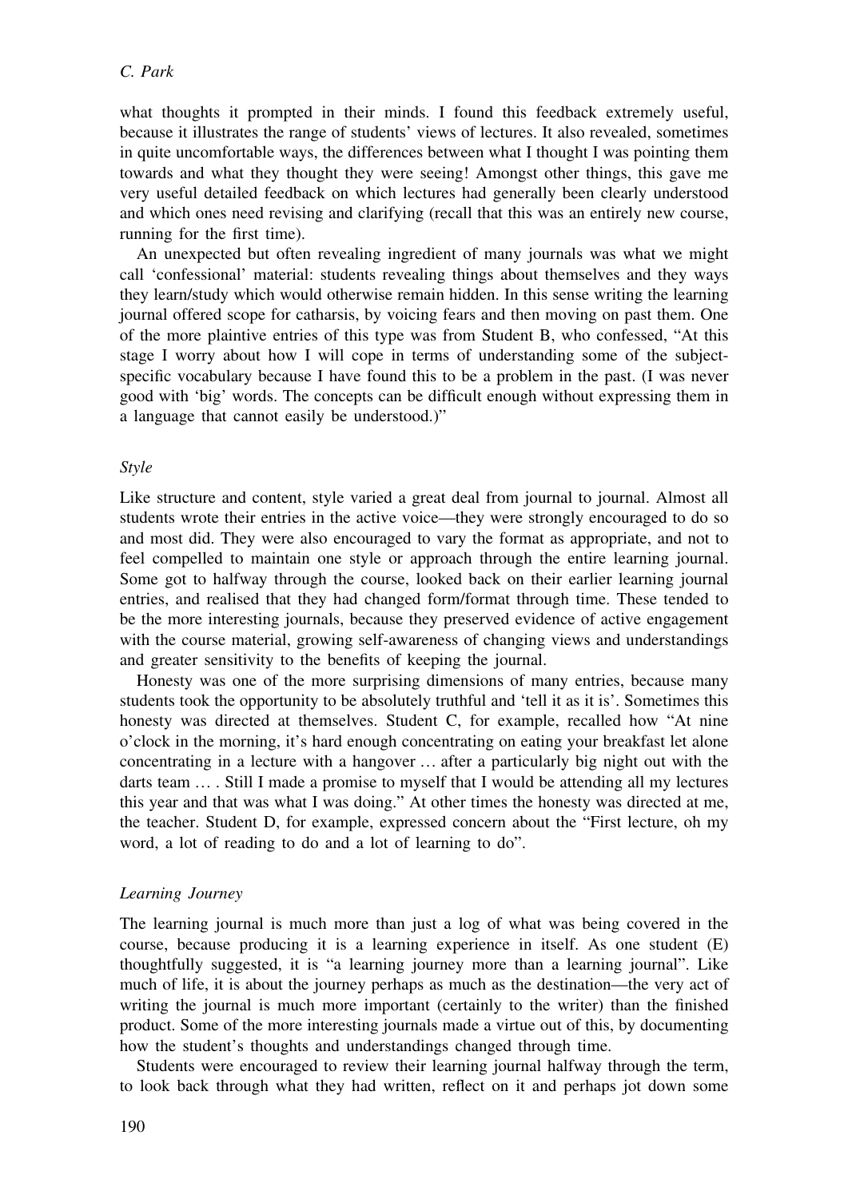what thoughts it prompted in their minds. I found this feedback extremely useful, because it illustrates the range of students' views of lectures. It also revealed, sometimes in quite uncomfortable ways, the differences between what I thought I was pointing them towards and what they thought they were seeing! Amongst other things, this gave me very useful detailed feedback on which lectures had generally been clearly understood and which ones need revising and clarifying (recall that this was an entirely new course, running for the first time).

An unexpected but often revealing ingredient of many journals was what we might call 'confessional' material: students revealing things about themselves and they ways they learn/study which would otherwise remain hidden. In this sense writing the learning journal offered scope for catharsis, by voicing fears and then moving on past them. One of the more plaintive entries of this type was from Student B, who confessed, "At this stage I worry about how I will cope in terms of understanding some of the subject-specific vocabulary because I have found this to be a problem in the past. (I was never good with 'big' words. The concepts can be difficult enough without expressing them in a language that cannot easily be understood.)"

### *Style*

Like structure and content, style varied a great deal from journal to journal. Almost all students wrote their entries in the active voice—they were strongly encouraged to do so and most did. They were also encouraged to vary the format as appropriate, and not to feel compelled to maintain one style or approach through the entire learning journal. Some got to halfway through the course, looked back on their earlier learning journal entries, and realised that they had changed form/format through time. These tended to be the more interesting journals, because they preserved evidence of active engagement with the course material, growing self-awareness of changing views and understandings and greater sensitivity to the benefits of keeping the journal.

Honesty was one of the more surprising dimensions of many entries, because many students took the opportunity to be absolutely truthful and 'tell it as it is'. Sometimes this honesty was directed at themselves. Student C, for example, recalled how "At nine o'clock in the morning, it's hard enough concentrating on eating your breakfast let alone concentrating in a lecture with a hangover … after a particularly big night out with the darts team … . Still I made a promise to myself that I would be attending all my lectures this year and that was what I was doing." At other times the honesty was directed at me, the teacher. Student D, for example, expressed concern about the "First lecture, oh my word, a lot of reading to do and a lot of learning to do".

### *Learning Journey*

The learning journal is much more than just a log of what was being covered in the course, because producing it is a learning experience in itself. As one student (E) thoughtfully suggested, it is "a learning journey more than a learning journal". Like much of life, it is about the journey perhaps as much as the destination—the very act of writing the journal is much more important (certainly to the writer) than the finished product. Some of the more interesting journals made a virtue out of this, by documenting how the student's thoughts and understandings changed through time.

Students were encouraged to review their learning journal halfway through the term, to look back through what they had written, reflect on it and perhaps jot down some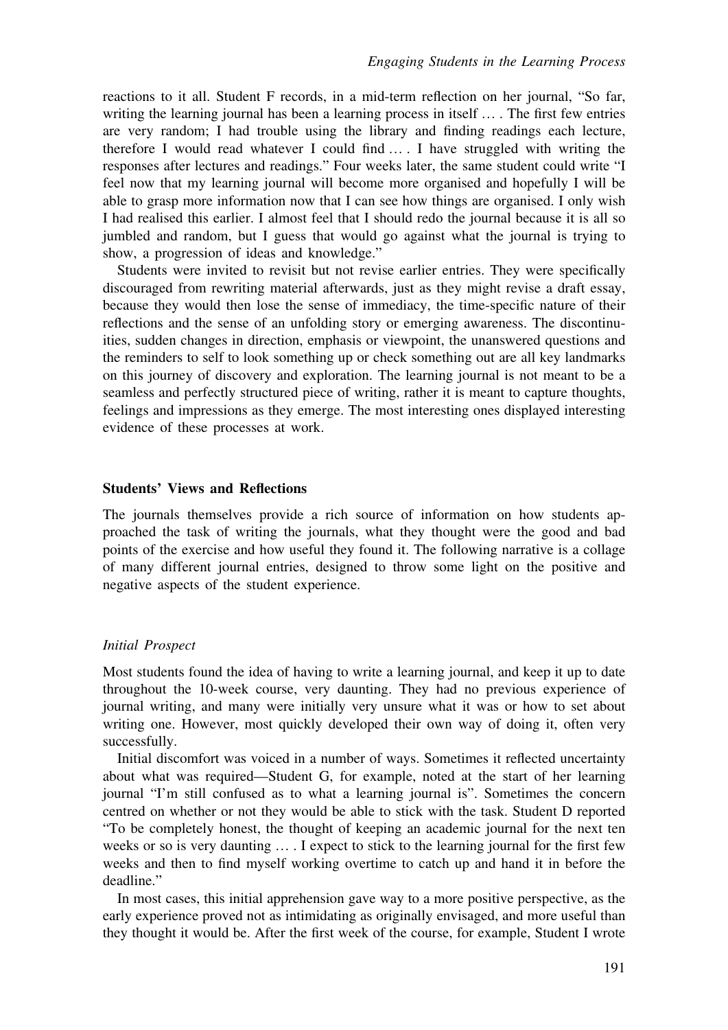reactions to it all. Student F records, in a mid-term reflection on her journal, "So far, writing the learning journal has been a learning process in itself … . The first few entries are very random; I had trouble using the library and finding readings each lecture, therefore I would read whatever I could find … . I have struggled with writing the responses after lectures and readings." Four weeks later, the same student could write "I feel now that my learning journal will become more organised and hopefully I will be able to grasp more information now that I can see how things are organised. I only wish I had realised this earlier. I almost feel that I should redo the journal because it is all so jumbled and random, but I guess that would go against what the journal is trying to show, a progression of ideas and knowledge."

Students were invited to revisit but not revise earlier entries. They were specifically discouraged from rewriting material afterwards, just as they might revise a draft essay, because they would then lose the sense of immediacy, the time-specific nature of their reflections and the sense of an unfolding story or emerging awareness. The discontinuities, sudden changes in direction, emphasis or viewpoint, the unanswered questions and the reminders to self to look something up or check something out are all key landmarks on this journey of discovery and exploration. The learning journal is not meant to be a seamless and perfectly structured piece of writing, rather it is meant to capture thoughts, feelings and impressions as they emerge. The most interesting ones displayed interesting evidence of these processes at work.

## Students' Views and Reflections

The journals themselves provide a rich source of information on how students approached the task of writing the journals, what they thought were the good and bad points of the exercise and how useful they found it. The following narrative is a collage of many different journal entries, designed to throw some light on the positive and negative aspects of the student experience.

### *Initial Prospect*

Most students found the idea of having to write a learning journal, and keep it up to date throughout the 10-week course, very daunting. They had no previous experience of journal writing, and many were initially very unsure what it was or how to set about writing one. However, most quickly developed their own way of doing it, often very successfully.

Initial discomfort was voiced in a number of ways. Sometimes it reflected uncertainty about what was required—Student G, for example, noted at the start of her learning journal "I'm still confused as to what a learning journal is". Sometimes the concern centred on whether or not they would be able to stick with the task. Student D reported "To be completely honest, the thought of keeping an academic journal for the next ten weeks or so is very daunting … . I expect to stick to the learning journal for the first few weeks and then to find myself working overtime to catch up and hand it in before the deadline."

In most cases, this initial apprehension gave way to a more positive perspective, as the early experience proved not as intimidating as originally envisaged, and more useful than they thought it would be. After the first week of the course, for example, Student I wrote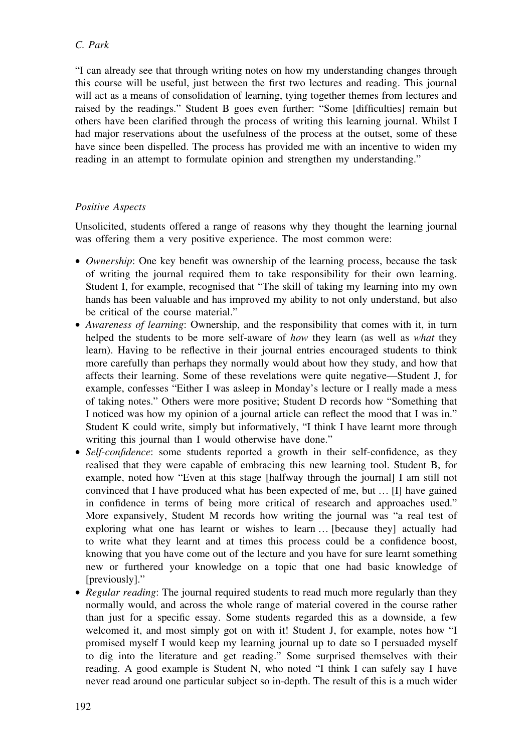"I can already see that through writing notes on how my understanding changes through this course will be useful, just between the first two lectures and reading. This journal will act as a means of consolidation of learning, tying together themes from lectures and raised by the readings." Student B goes even further: "Some [difficulties] remain but others have been clarified through the process of writing this learning journal. Whilst I had major reservations about the usefulness of the process at the outset, some of these have since been dispelled. The process has provided me with an incentive to widen my reading in an attempt to formulate opinion and strengthen my understanding."

### *Positive Aspects*

Unsolicited, students offered a range of reasons why they thought the learning journal was offering them a very positive experience. The most common were:

- *Ownership*: One key benefit was ownership of the learning process, because the task of writing the journal required them to take responsibility for their own learning. Student I, for example, recognised that "The skill of taking my learning into my own hands has been valuable and has improved my ability to not only understand, but also be critical of the course material."
- *Awareness of learning*: Ownership, and the responsibility that comes with it, in turn helped the students to be more self-aware of *how* they learn (as well as *what* they learn). Having to be reflective in their journal entries encouraged students to think more carefully than perhaps they normally would about how they study, and how that affects their learning. Some of these revelations were quite negative—Student J, for example, confesses "Either I was asleep in Monday's lecture or I really made a mess of taking notes." Others were more positive; Student D records how "Something that I noticed was how my opinion of a journal article can reflect the mood that I was in." Student K could write, simply but informatively, "I think I have learnt more through writing this journal than I would otherwise have done."
- *Self-confidence*: some students reported a growth in their self-confidence, as they realised that they were capable of embracing this new learning tool. Student B, for example, noted how "Even at this stage [halfway through the journal] I am still not convinced that I have produced what has been expected of me, but … [I] have gained in confidence in terms of being more critical of research and approaches used." More expansively, Student M records how writing the journal was "a real test of exploring what one has learnt or wishes to learn … [because they] actually had to write what they learnt and at times this process could be a confidence boost, knowing that you have come out of the lecture and you have for sure learnt something new or furthered your knowledge on a topic that one had basic knowledge of [previously]."
- *Regular reading*: The journal required students to read much more regularly than they normally would, and across the whole range of material covered in the course rather than just for a specific essay. Some students regarded this as a downside, a few welcomed it, and most simply got on with it! Student J, for example, notes how "I promised myself I would keep my learning journal up to date so I persuaded myself to dig into the literature and get reading." Some surprised themselves with their reading. A good example is Student N, who noted "I think I can safely say I have never read around one particular subject so in-depth. The result of this is a much wider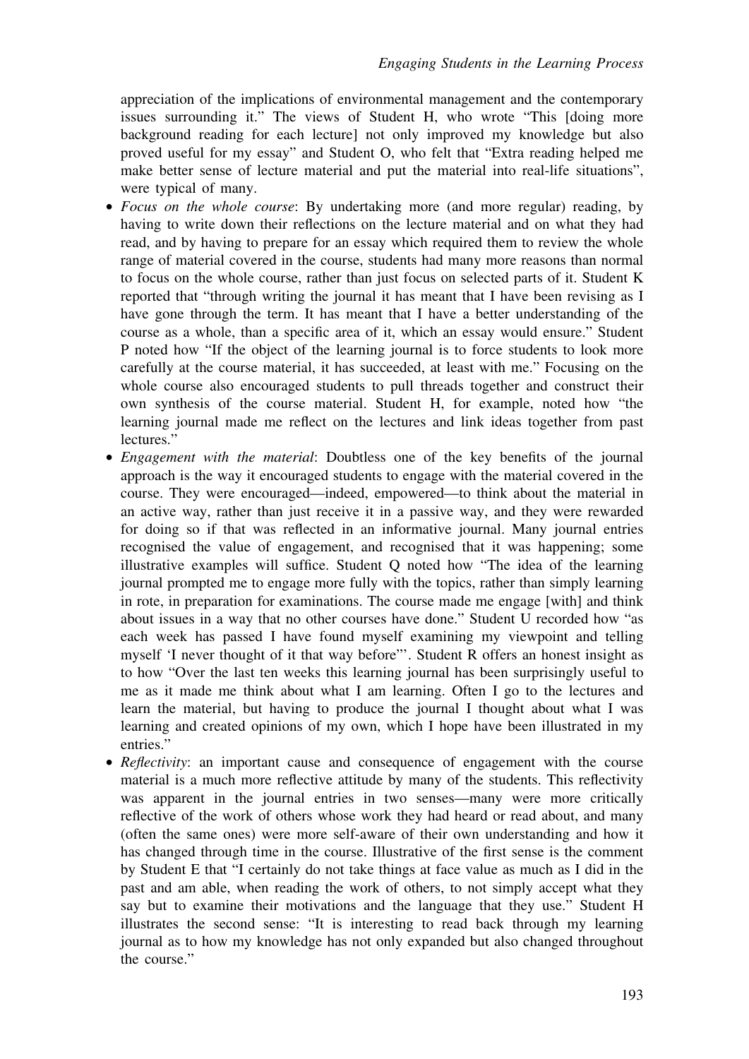appreciation of the implications of environmental management and the contemporary issues surrounding it." The views of Student H, who wrote "This [doing more background reading for each lecture] not only improved my knowledge but also proved useful for my essay" and Student O, who felt that "Extra reading helped me make better sense of lecture material and put the material into real-life situations", were typical of many.

- *Focus on the whole course*: By undertaking more (and more regular) reading, by having to write down their reflections on the lecture material and on what they had read, and by having to prepare for an essay which required them to review the whole range of material covered in the course, students had many more reasons than normal to focus on the whole course, rather than just focus on selected parts of it. Student K reported that "through writing the journal it has meant that I have been revising as I have gone through the term. It has meant that I have a better understanding of the course as a whole, than a specific area of it, which an essay would ensure." Student P noted how "If the object of the learning journal is to force students to look more carefully at the course material, it has succeeded, at least with me." Focusing on the whole course also encouraged students to pull threads together and construct their own synthesis of the course material. Student H, for example, noted how "the learning journal made me reflect on the lectures and link ideas together from past lectures."
- *Engagement with the material*: Doubtless one of the key benefits of the journal approach is the way it encouraged students to engage with the material covered in the course. They were encouraged—indeed, empowered—to think about the material in an active way, rather than just receive it in a passive way, and they were rewarded for doing so if that was reflected in an informative journal. Many journal entries recognised the value of engagement, and recognised that it was happening; some illustrative examples will suffice. Student Q noted how "The idea of the learning journal prompted me to engage more fully with the topics, rather than simply learning in rote, in preparation for examinations. The course made me engage [with] and think about issues in a way that no other courses have done." Student U recorded how "as each week has passed I have found myself examining my viewpoint and telling myself 'I never thought of it that way before'". Student R offers an honest insight as to how "Over the last ten weeks this learning journal has been surprisingly useful to me as it made me think about what I am learning. Often I go to the lectures and learn the material, but having to produce the journal I thought about what I was learning and created opinions of my own, which I hope have been illustrated in my entries."
- *Reflectivity*: an important cause and consequence of engagement with the course material is a much more reflective attitude by many of the students. This reflectivity was apparent in the journal entries in two senses—many were more critically reflective of the work of others whose work they had heard or read about, and many (often the same ones) were more self-aware of their own understanding and how it has changed through time in the course. Illustrative of the first sense is the comment by Student E that "I certainly do not take things at face value as much as I did in the past and am able, when reading the work of others, to not simply accept what they say but to examine their motivations and the language that they use." Student H illustrates the second sense: "It is interesting to read back through my learning journal as to how my knowledge has not only expanded but also changed throughout the course."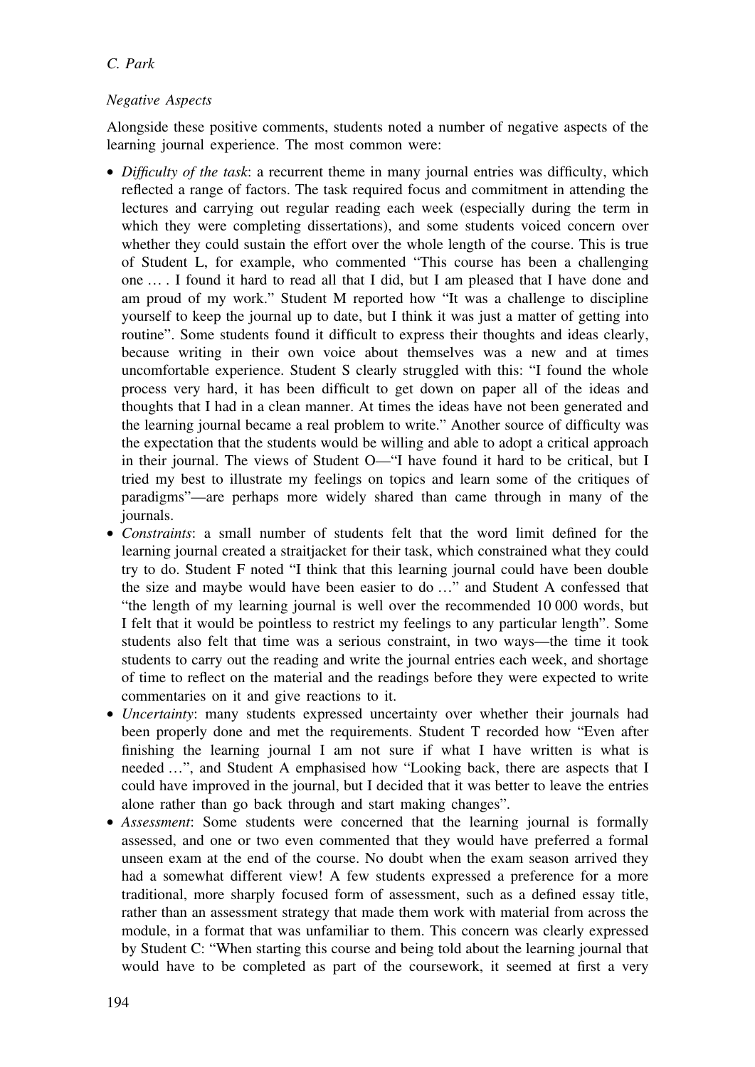### *Negative Aspects*

Alongside these positive comments, students noted a number of negative aspects of the learning journal experience. The most common were:

- *Difficulty of the task*: a recurrent theme in many journal entries was difficulty, which reflected a range of factors. The task required focus and commitment in attending the lectures and carrying out regular reading each week (especially during the term in which they were completing dissertations), and some students voiced concern over whether they could sustain the effort over the whole length of the course. This is true of Student L, for example, who commented "This course has been a challenging one … . I found it hard to read all that I did, but I am pleased that I have done and am proud of my work." Student M reported how "It was a challenge to discipline yourself to keep the journal up to date, but I think it was just a matter of getting into routine". Some students found it difficult to express their thoughts and ideas clearly, because writing in their own voice about themselves was a new and at times uncomfortable experience. Student S clearly struggled with this: "I found the whole process very hard, it has been difficult to get down on paper all of the ideas and thoughts that I had in a clean manner. At times the ideas have not been generated and the learning journal became a real problem to write." Another source of difficulty was the expectation that the students would be willing and able to adopt a critical approach in their journal. The views of Student O—"I have found it hard to be critical, but I tried my best to illustrate my feelings on topics and learn some of the critiques of paradigms"—are perhaps more widely shared than came through in many of the journals.
- *Constraints*: a small number of students felt that the word limit defined for the learning journal created a straitjacket for their task, which constrained what they could try to do. Student F noted "I think that this learning journal could have been double the size and maybe would have been easier to do …" and Student A confessed that "the length of my learning journal is well over the recommended 10 000 words, but I felt that it would be pointless to restrict my feelings to any particular length". Some students also felt that time was a serious constraint, in two ways—the time it took students to carry out the reading and write the journal entries each week, and shortage of time to reflect on the material and the readings before they were expected to write commentaries on it and give reactions to it.
- *Uncertainty*: many students expressed uncertainty over whether their journals had been properly done and met the requirements. Student T recorded how "Even after finishing the learning journal I am not sure if what I have written is what is needed …", and Student A emphasised how "Looking back, there are aspects that I could have improved in the journal, but I decided that it was better to leave the entries alone rather than go back through and start making changes".
- *Assessment*: Some students were concerned that the learning journal is formally assessed, and one or two even commented that they would have preferred a formal unseen exam at the end of the course. No doubt when the exam season arrived they had a somewhat different view! A few students expressed a preference for a more traditional, more sharply focused form of assessment, such as a defined essay title, rather than an assessment strategy that made them work with material from across the module, in a format that was unfamiliar to them. This concern was clearly expressed by Student C: "When starting this course and being told about the learning journal that would have to be completed as part of the coursework, it seemed at first a very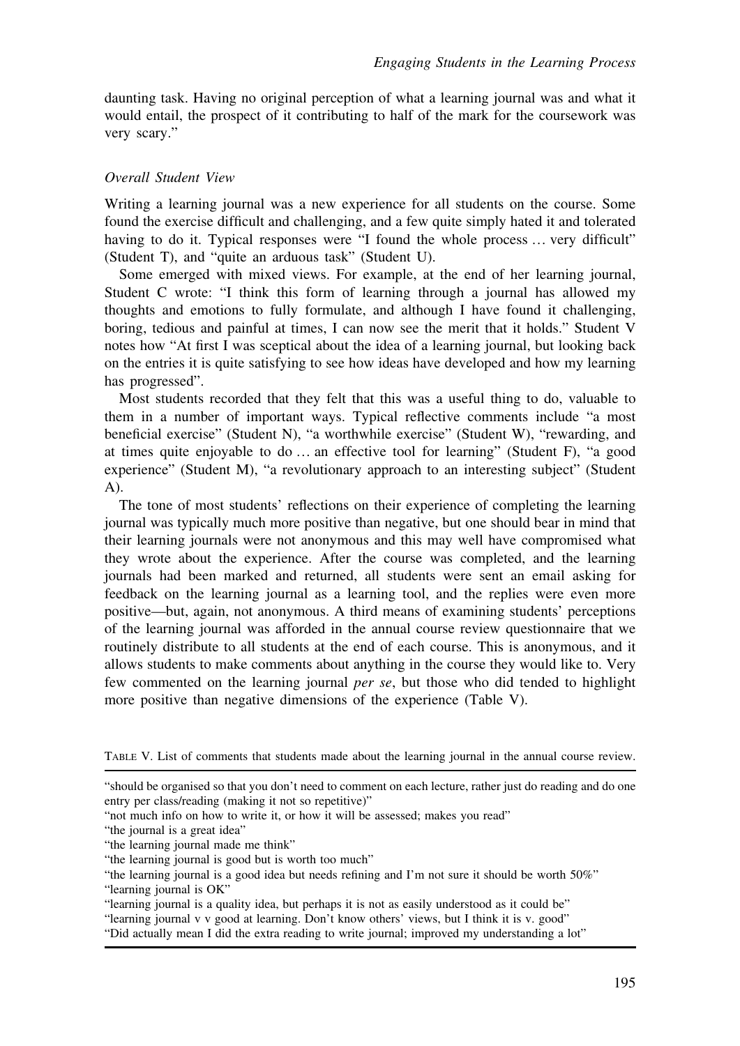daunting task. Having no original perception of what a learning journal was and what it would entail, the prospect of it contributing to half of the mark for the coursework was very scary."

### *Overall Student View*

Writing a learning journal was a new experience for all students on the course. Some found the exercise difficult and challenging, and a few quite simply hated it and tolerated having to do it. Typical responses were "I found the whole process … very difficult" (Student T), and "quite an arduous task" (Student U).

Some emerged with mixed views. For example, at the end of her learning journal, Student C wrote: "I think this form of learning through a journal has allowed my thoughts and emotions to fully formulate, and although I have found it challenging, boring, tedious and painful at times, I can now see the merit that it holds." Student V notes how "At first I was sceptical about the idea of a learning journal, but looking back on the entries it is quite satisfying to see how ideas have developed and how my learning has progressed".

Most students recorded that they felt that this was a useful thing to do, valuable to them in a number of important ways. Typical reflective comments include "a most beneficial exercise" (Student N), "a worthwhile exercise" (Student W), "rewarding, and at times quite enjoyable to do … an effective tool for learning" (Student F), "a good experience" (Student M), "a revolutionary approach to an interesting subject" (Student A).

The tone of most students' reflections on their experience of completing the learning journal was typically much more positive than negative, but one should bear in mind that their learning journals were not anonymous and this may well have compromised what they wrote about the experience. After the course was completed, and the learning journals had been marked and returned, all students were sent an email asking for feedback on the learning journal as a learning tool, and the replies were even more positive—but, again, not anonymous. A third means of examining students' perceptions of the learning journal was afforded in the annual course review questionnaire that we routinely distribute to all students at the end of each course. This is anonymous, and it allows students to make comments about anything in the course they would like to. Very few commented on the learning journal *per se*, but those who did tended to highlight more positive than negative dimensions of the experience (Table V).

TABLE V. List of comments that students made about the learning journal in the annual course review.

| |
|---|
| "should be organised so that you don't need to comment on each lecture, rather just do reading and do one entry per class/reading (making it not so repetitive)" |
| "not much info on how to write it, or how it will be assessed; makes you read" |
| "the journal is a great idea" |
| "the learning journal made me think" |
| "the learning journal is good but is worth too much" |
| "the learning journal is a good idea but needs refining and I'm not sure it should be worth 50%" |
| "learning journal is OK" |
| "learning journal is a quality idea, but perhaps it is not as easily understood as it could be" |
| "learning journal v v good at learning. Don't know others' views, but I think it is v. good" |
| "Did actually mean I did the extra reading to write journal; improved my understanding a lot" |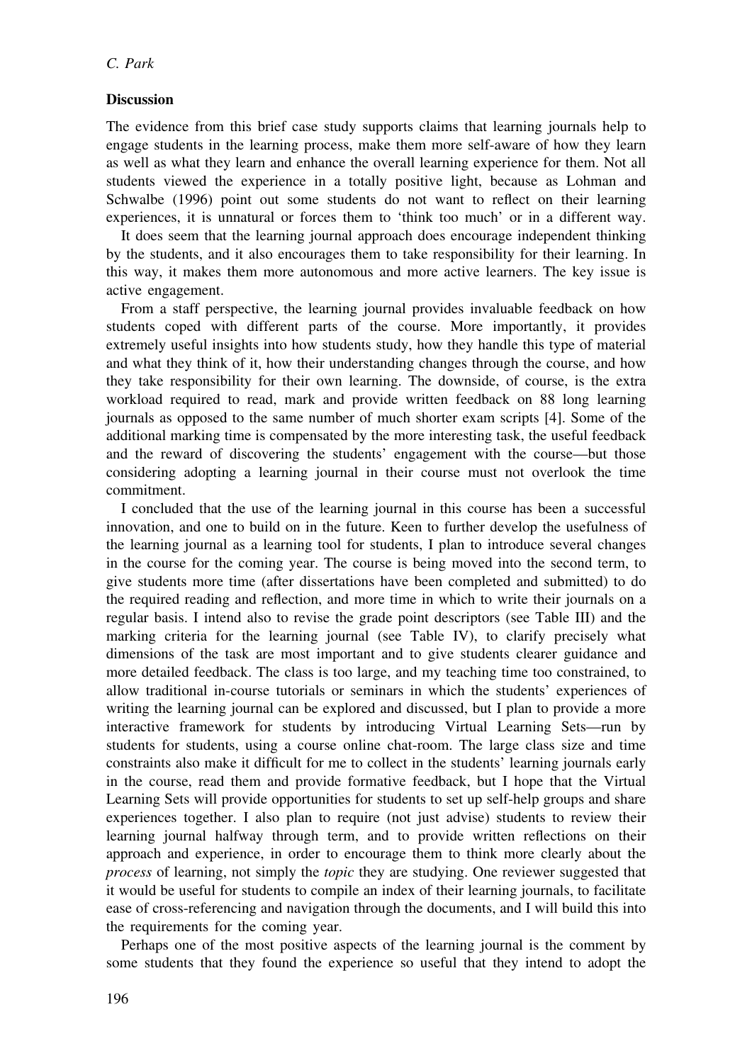## Discussion

The evidence from this brief case study supports claims that learning journals help to engage students in the learning process, make them more self-aware of how they learn as well as what they learn and enhance the overall learning experience for them. Not all students viewed the experience in a totally positive light, because as Lohman and Schwalbe (1996) point out some students do not want to reflect on their learning experiences, it is unnatural or forces them to 'think too much' or in a different way.

It does seem that the learning journal approach does encourage independent thinking by the students, and it also encourages them to take responsibility for their learning. In this way, it makes them more autonomous and more active learners. The key issue is active engagement.

From a staff perspective, the learning journal provides invaluable feedback on how students coped with different parts of the course. More importantly, it provides extremely useful insights into how students study, how they handle this type of material and what they think of it, how their understanding changes through the course, and how they take responsibility for their own learning. The downside, of course, is the extra workload required to read, mark and provide written feedback on 88 long learning journals as opposed to the same number of much shorter exam scripts [4]. Some of the additional marking time is compensated by the more interesting task, the useful feedback and the reward of discovering the students' engagement with the course—but those considering adopting a learning journal in their course must not overlook the time commitment.

I concluded that the use of the learning journal in this course has been a successful innovation, and one to build on in the future. Keen to further develop the usefulness of the learning journal as a learning tool for students, I plan to introduce several changes in the course for the coming year. The course is being moved into the second term, to give students more time (after dissertations have been completed and submitted) to do the required reading and reflection, and more time in which to write their journals on a regular basis. I intend also to revise the grade point descriptors (see Table III) and the marking criteria for the learning journal (see Table IV), to clarify precisely what dimensions of the task are most important and to give students clearer guidance and more detailed feedback. The class is too large, and my teaching time too constrained, to allow traditional in-course tutorials or seminars in which the students' experiences of writing the learning journal can be explored and discussed, but I plan to provide a more interactive framework for students by introducing Virtual Learning Sets—run by students for students, using a course online chat-room. The large class size and time constraints also make it difficult for me to collect in the students' learning journals early in the course, read them and provide formative feedback, but I hope that the Virtual Learning Sets will provide opportunities for students to set up self-help groups and share experiences together. I also plan to require (not just advise) students to review their learning journal halfway through term, and to provide written reflections on their approach and experience, in order to encourage them to think more clearly about the *process* of learning, not simply the *topic* they are studying. One reviewer suggested that it would be useful for students to compile an index of their learning journals, to facilitate ease of cross-referencing and navigation through the documents, and I will build this into the requirements for the coming year.

Perhaps one of the most positive aspects of the learning journal is the comment by some students that they found the experience so useful that they intend to adopt the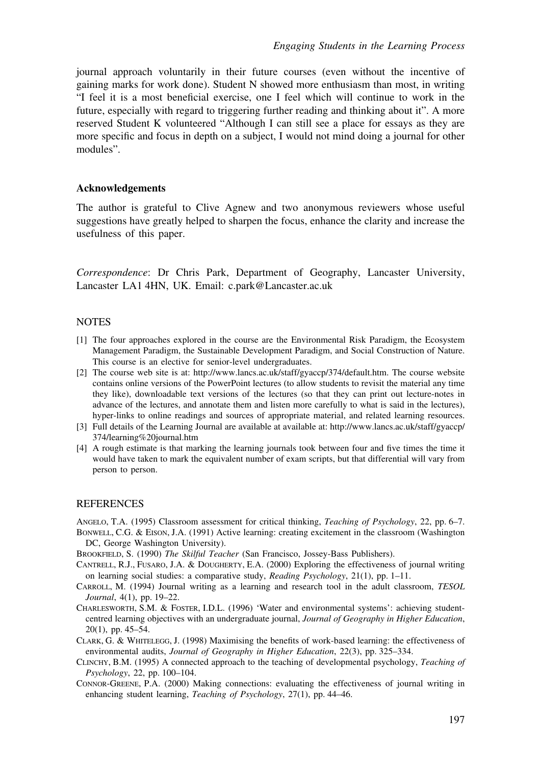journal approach voluntarily in their future courses (even without the incentive of gaining marks for work done). Student N showed more enthusiasm than most, in writing "I feel it is a most beneficial exercise, one I feel which will continue to work in the future, especially with regard to triggering further reading and thinking about it". A more reserved Student K volunteered "Although I can still see a place for essays as they are more specific and focus in depth on a subject, I would not mind doing a journal for other modules".

### Acknowledgements

The author is grateful to Clive Agnew and two anonymous reviewers whose useful suggestions have greatly helped to sharpen the focus, enhance the clarity and increase the usefulness of this paper.

*Correspondence*: Dr Chris Park, Department of Geography, Lancaster University, Lancaster LA1 4HN, UK. Email: c.park@Lancaster.ac.uk

## NOTES

[1] The four approaches explored in the course are the Environmental Risk Paradigm, the Ecosystem Management Paradigm, the Sustainable Development Paradigm, and Social Construction of Nature. This course is an elective for senior-level undergraduates.

[2] The course web site is at: http://www.lancs.ac.uk/staff/gyaccp/374/default.htm. The course website contains online versions of the PowerPoint lectures (to allow students to revisit the material any time they like), downloadable text versions of the lectures (so that they can print out lecture-notes in advance of the lectures, and annotate them and listen more carefully to what is said in the lectures), hyper-links to online readings and sources of appropriate material, and related learning resources.

[3] Full details of the Learning Journal are available at available at: http://www.lancs.ac.uk/staff/gyaccp/374/learning%20journal.htm

[4] A rough estimate is that marking the learning journals took between four and five times the time it would have taken to mark the equivalent number of exam scripts, but that differential will vary from person to person.

## REFERENCES

Angelo, T.A. (1995) Classroom assessment for critical thinking, *Teaching of Psychology*, 22, pp. 6–7.

Bonwell, C.G. & Eison, J.A. (1991) Active learning: creating excitement in the classroom (Washington DC, George Washington University).

Brookfield, S. (1990) *The Skilful Teacher* (San Francisco, Jossey-Bass Publishers).

Cantrell, R.J., Fusaro, J.A. & Dougherty, E.A. (2000) Exploring the effectiveness of journal writing on learning social studies: a comparative study, *Reading Psychology*, 21(1), pp. 1–11.

Carroll, M. (1994) Journal writing as a learning and research tool in the adult classroom, *TESOL Journal*, 4(1), pp. 19–22.

Charlesworth, S.M. & Foster, I.D.L. (1996) 'Water and environmental systems': achieving student-centred learning objectives with an undergraduate journal, *Journal of Geography in Higher Education*, 20(1), pp. 45–54.

Clark, G. & Whitelegg, J. (1998) Maximising the benefits of work-based learning: the effectiveness of environmental audits, *Journal of Geography in Higher Education*, 22(3), pp. 325–334.

Clinchy, B.M. (1995) A connected approach to the teaching of developmental psychology, *Teaching of Psychology*, 22, pp. 100–104.

Connor-Greene, P.A. (2000) Making connections: evaluating the effectiveness of journal writing in enhancing student learning, *Teaching of Psychology*, 27(1), pp. 44–46.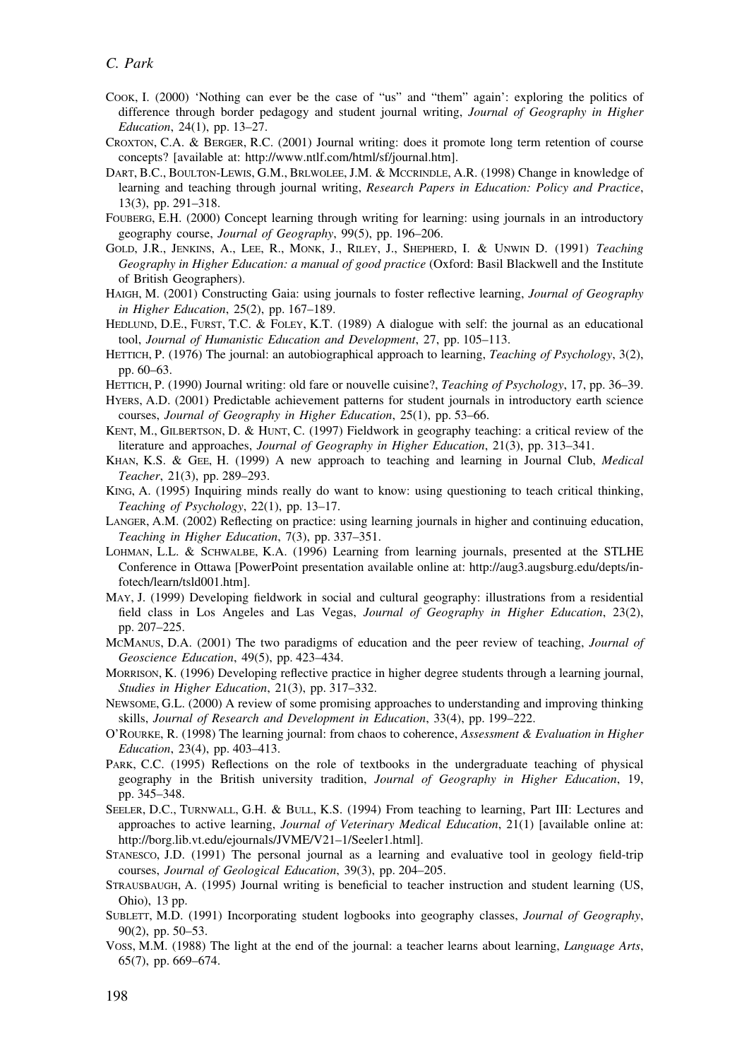Cook, I. (2000) 'Nothing can ever be the case of "us" and "them" again': exploring the politics of difference through border pedagogy and student journal writing, *Journal of Geography in Higher Education*, 24(1), pp. 13–27.

Croxton, C.A. & Berger, R.C. (2001) Journal writing: does it promote long term retention of course concepts? [available at: http://www.ntlf.com/html/sf/journal.htm].

Dart, B.C., Boulton-Lewis, G.M., Brlwolee, J.M. & Mccrindle, A.R. (1998) Change in knowledge of learning and teaching through journal writing, *Research Papers in Education: Policy and Practice*, 13(3), pp. 291–318.

Fouberg, E.H. (2000) Concept learning through writing for learning: using journals in an introductory geography course, *Journal of Geography*, 99(5), pp. 196–206.

Gold, J.R., Jenkins, A., Lee, R., Monk, J., Riley, J., Shepherd, I. & Unwin D. (1991) *Teaching Geography in Higher Education: a manual of good practice* (Oxford: Basil Blackwell and the Institute of British Geographers).

Haigh, M. (2001) Constructing Gaia: using journals to foster reflective learning, *Journal of Geography in Higher Education*, 25(2), pp. 167–189.

Hedlund, D.E., Furst, T.C. & Foley, K.T. (1989) A dialogue with self: the journal as an educational tool, *Journal of Humanistic Education and Development*, 27, pp. 105–113.

Hettich, P. (1976) The journal: an autobiographical approach to learning, *Teaching of Psychology*, 3(2), pp. 60–63.

Hettich, P. (1990) Journal writing: old fare or nouvelle cuisine?, *Teaching of Psychology*, 17, pp. 36–39.

Hyers, A.D. (2001) Predictable achievement patterns for student journals in introductory earth science courses, *Journal of Geography in Higher Education*, 25(1), pp. 53–66.

Kent, M., Gilbertson, D. & Hunt, C. (1997) Fieldwork in geography teaching: a critical review of the literature and approaches, *Journal of Geography in Higher Education*, 21(3), pp. 313–341.

Khan, K.S. & Gee, H. (1999) A new approach to teaching and learning in Journal Club, *Medical Teacher*, 21(3), pp. 289–293.

King, A. (1995) Inquiring minds really do want to know: using questioning to teach critical thinking, *Teaching of Psychology*, 22(1), pp. 13–17.

Langer, A.M. (2002) Reflecting on practice: using learning journals in higher and continuing education, *Teaching in Higher Education*, 7(3), pp. 337–351.

Lohman, L.L. & Schwalbe, K.A. (1996) Learning from learning journals, presented at the STLHE Conference in Ottawa [PowerPoint presentation available online at: http://aug3.augsburg.edu/depts/infotech/learn/tsld001.htm].

May, J. (1999) Developing fieldwork in social and cultural geography: illustrations from a residential field class in Los Angeles and Las Vegas, *Journal of Geography in Higher Education*, 23(2), pp. 207–225.

McManus, D.A. (2001) The two paradigms of education and the peer review of teaching, *Journal of Geoscience Education*, 49(5), pp. 423–434.

Morrison, K. (1996) Developing reflective practice in higher degree students through a learning journal, *Studies in Higher Education*, 21(3), pp. 317–332.

Newsome, G.L. (2000) A review of some promising approaches to understanding and improving thinking skills, *Journal of Research and Development in Education*, 33(4), pp. 199–222.

O'Rourke, R. (1998) The learning journal: from chaos to coherence, *Assessment & Evaluation in Higher Education*, 23(4), pp. 403–413.

Park, C.C. (1995) Reflections on the role of textbooks in the undergraduate teaching of physical geography in the British university tradition, *Journal of Geography in Higher Education*, 19, pp. 345–348.

Seeler, D.C., Turnwall, G.H. & Bull, K.S. (1994) From teaching to learning, Part III: Lectures and approaches to active learning, *Journal of Veterinary Medical Education*, 21(1) [available online at: http://borg.lib.vt.edu/ejournals/JVME/V21–1/Seeler1.html].

Stanesco, J.D. (1991) The personal journal as a learning and evaluative tool in geology field-trip courses, *Journal of Geological Education*, 39(3), pp. 204–205.

Strausbaugh, A. (1995) Journal writing is beneficial to teacher instruction and student learning (US, Ohio), 13 pp.

Sublett, M.D. (1991) Incorporating student logbooks into geography classes, *Journal of Geography*, 90(2), pp. 50–53.

Voss, M.M. (1988) The light at the end of the journal: a teacher learns about learning, *Language Arts*, 65(7), pp. 669–674.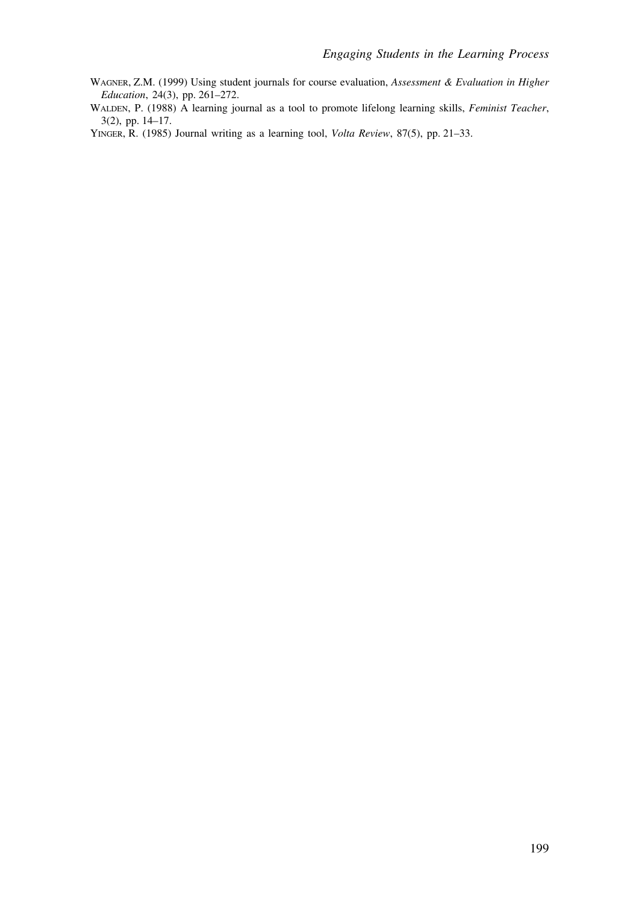WAGNER, Z.M. (1999) Using student journals for course evaluation, *Assessment & Evaluation in Higher Education*, 24(3), pp. 261–272.

WALDEN, P. (1988) A learning journal as a tool to promote lifelong learning skills, *Feminist Teacher*, 3(2), pp. 14–17.

YINGER, R. (1985) Journal writing as a learning tool, *Volta Review*, 87(5), pp. 21–33.